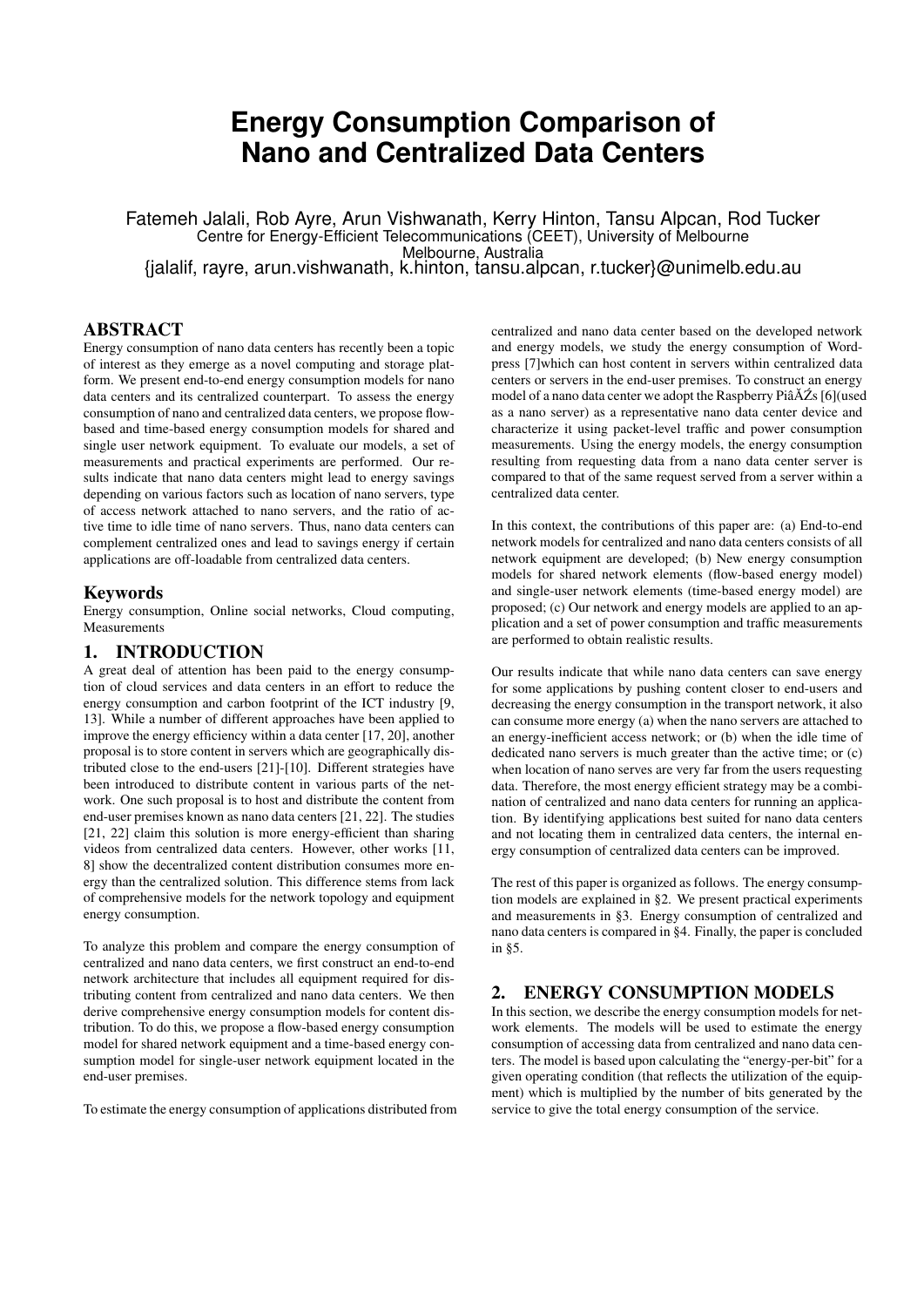# Energy Consumption Comparison of Nano and Centralized Data Centers

Fatemeh Jalali, Rob Ayre, Arun Vishwanath, Kerry Hinton, Tansu Alpcan, Rod Tucker
Centre for Energy-Efficient Telecommunications (CEET), University of Melbourne
Melbourne, Australia
{jalalif, rayre, arun.vishwanath, k.hinton, tansu.alpcan, r.tucker}@unimelb.edu.au

## ABSTRACT

Energy consumption of nano data centers has recently been a topic of interest as they emerge as a novel computing and storage platform. We present end-to-end energy consumption models for nano data centers and its centralized counterpart. To assess the energy consumption of nano and centralized data centers, we propose flow-based and time-based energy consumption models for shared and single user network equipment. To evaluate our models, a set of measurements and practical experiments are performed. Our results indicate that nano data centers might lead to energy savings depending on various factors such as location of nano servers, type of access network attached to nano servers, and the ratio of active time to idle time of nano servers. Thus, nano data centers can complement centralized ones and lead to savings energy if certain applications are off-loadable from centralized data centers.

### Keywords

Energy consumption, Online social networks, Cloud computing, Measurements

## 1. INTRODUCTION

A great deal of attention has been paid to the energy consumption of cloud services and data centers in an effort to reduce the energy consumption and carbon footprint of the ICT industry [9, 13]. While a number of different approaches have been applied to improve the energy efficiency within a data center [17, 20], another proposal is to store content in servers which are geographically distributed close to the end-users [21]-[10]. Different strategies have been introduced to distribute content in various parts of the network. One such proposal is to host and distribute the content from end-user premises known as nano data centers [21, 22]. The studies [21, 22] claim this solution is more energy-efficient than sharing videos from centralized data centers. However, other works [11, 8] show the decentralized content distribution consumes more energy than the centralized solution. This difference stems from lack of comprehensive models for the network topology and equipment energy consumption.

To analyze this problem and compare the energy consumption of centralized and nano data centers, we first construct an end-to-end network architecture that includes all equipment required for distributing content from centralized and nano data centers. We then derive comprehensive energy consumption models for content distribution. To do this, we propose a flow-based energy consumption model for shared network equipment and a time-based energy consumption model for single-user network equipment located in the end-user premises.

To estimate the energy consumption of applications distributed from centralized and nano data center based on the developed network and energy models, we study the energy consumption of Wordpress [7]which can host content in servers within centralized data centers or servers in the end-user premises. To construct an energy model of a nano data center we adopt the Raspberry PiâĂŹs [6](used as a nano server) as a representative nano data center device and characterize it using packet-level traffic and power consumption measurements. Using the energy models, the energy consumption resulting from requesting data from a nano data center server is compared to that of the same request served from a server within a centralized data center.

In this context, the contributions of this paper are: (a) End-to-end network models for centralized and nano data centers consists of all network equipment are developed; (b) New energy consumption models for shared network elements (flow-based energy model) and single-user network elements (time-based energy model) are proposed; (c) Our network and energy models are applied to an application and a set of power consumption and traffic measurements are performed to obtain realistic results.

Our results indicate that while nano data centers can save energy for some applications by pushing content closer to end-users and decreasing the energy consumption in the transport network, it also can consume more energy (a) when the nano servers are attached to an energy-inefficient access network; or (b) when the idle time of dedicated nano servers is much greater than the active time; or (c) when location of nano serves are very far from the users requesting data. Therefore, the most energy efficient strategy may be a combination of centralized and nano data centers for running an application. By identifying applications best suited for nano data centers and not locating them in centralized data centers, the internal energy consumption of centralized data centers can be improved.

The rest of this paper is organized as follows. The energy consumption models are explained in §2. We present practical experiments and measurements in §3. Energy consumption of centralized and nano data centers is compared in §4. Finally, the paper is concluded in §5.

## 2. ENERGY CONSUMPTION MODELS

In this section, we describe the energy consumption models for network elements. The models will be used to estimate the energy consumption of accessing data from centralized and nano data centers. The model is based upon calculating the "energy-per-bit" for a given operating condition (that reflects the utilization of the equipment) which is multiplied by the number of bits generated by the service to give the total energy consumption of the service.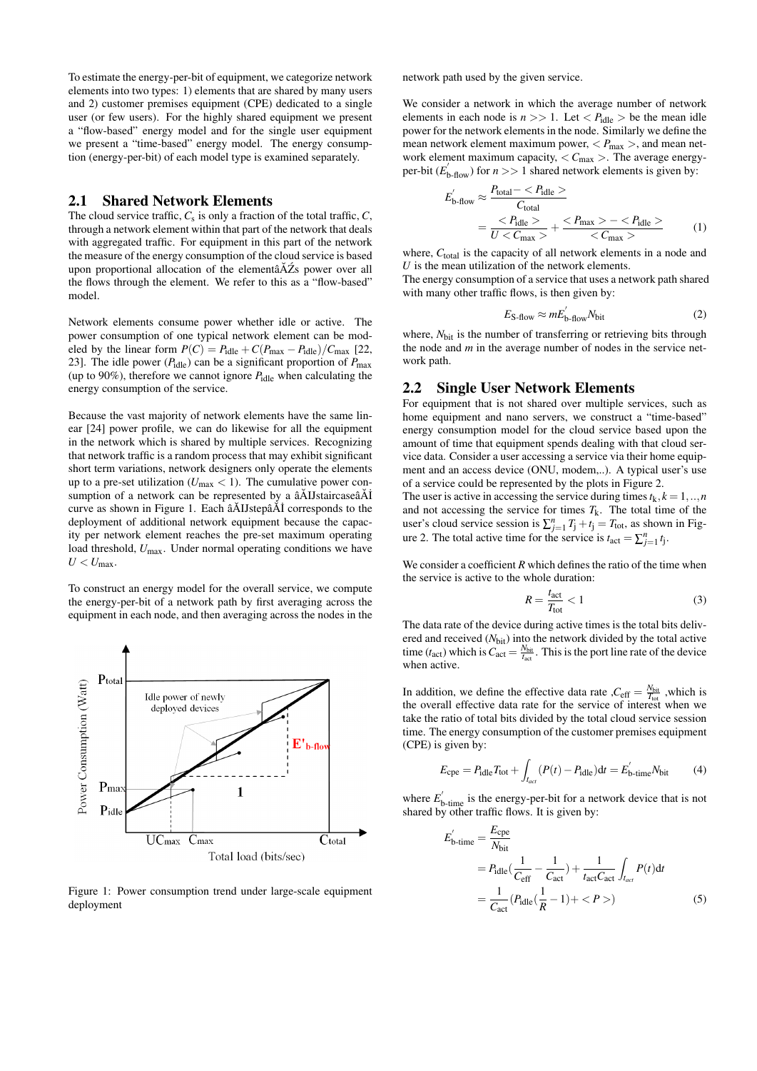To estimate the energy-per-bit of equipment, we categorize network elements into two types: 1) elements that are shared by many users and 2) customer premises equipment (CPE) dedicated to a single user (or few users). For the highly shared equipment we present a "flow-based" energy model and for the single user equipment we present a "time-based" energy model. The energy consumption (energy-per-bit) of each model type is examined separately.

## 2.1 Shared Network Elements

The cloud service traffic, $C_s$ is only a fraction of the total traffic, $C$, through a network element within that part of the network that deals with aggregated traffic. For equipment in this part of the network the measure of the energy consumption of the cloud service is based upon proportional allocation of the elementâĂŹs power over all the flows through the element. We refer to this as a "flow-based" model.

Network elements consume power whether idle or active. The power consumption of one typical network element can be modeled by the linear form $P(C) = P_{\text{idle}} + C(P_{\max} - P_{\text{idle}})/C_{\max}$ [22, 23]. The idle power ($P_{\text{idle}}$) can be a significant proportion of $P_{\max}$ (up to 90%), therefore we cannot ignore $P_{\text{idle}}$ when calculating the energy consumption of the service.

Because the vast majority of network elements have the same linear [24] power profile, we can do likewise for all the equipment in the network which is shared by multiple services. Recognizing that network traffic is a random process that may exhibit significant short term variations, network designers only operate the elements up to a pre-set utilization ($U_{\max} < 1$). The cumulative power consumption of a network can be represented by a âĂIJstaircaseâĂİ curve as shown in Figure 1. Each âĂIJstepâĂİ corresponds to the deployment of additional network equipment because the capacity per network element reaches the pre-set maximum operating load threshold, $U_{\max}$. Under normal operating conditions we have $U < U_{\max}$.

To construct an energy model for the overall service, we compute the energy-per-bit of a network path by first averaging across the equipment in each node, and then averaging across the nodes in the network path used by the given service.

Figure 1: Power consumption trend under large-scale equipment deployment

We consider a network in which the average number of network elements in each node is $n >> 1$. Let $< P_{\text{idle}} >$ be the mean idle power for the network elements in the node. Similarly we define the mean network element maximum power, $< P_{\max} >$, and mean network element maximum capacity, $< C_{\max} >$. The average energy-per-bit ($E^{'}_{\text{b-flow}}$) for $n >> 1$ shared network elements is given by:

$$E^{'}_{\text{b-flow}} \approx \frac{P_{\text{total}} - < P_{\text{idle}} >}{C_{\text{total}}} = \frac{< P_{\text{idle}} >}{U < C_{\max} >} + \frac{< P_{\max} > - < P_{\text{idle}} >}{< C_{\max} >} \tag{1}$$

where, $C_{\text{total}}$ is the capacity of all network elements in a node and $U$ is the mean utilization of the network elements.
The energy consumption of a service that uses a network path shared with many other traffic flows, is then given by:

$$E_{\text{S-flow}} \approx m E^{'}_{\text{b-flow}} N_{\text{bit}} \tag{2}$$

where, $N_{\text{bit}}$ is the number of transferring or retrieving bits through the node and $m$ in the average number of nodes in the service network path.

## 2.2 Single User Network Elements

For equipment that is not shared over multiple services, such as home equipment and nano servers, we construct a "time-based" energy consumption model for the cloud service based upon the amount of time that equipment spends dealing with that cloud service data. Consider a user accessing a service via their home equipment and an access device (ONU, modem,..). A typical user's use of a service could be represented by the plots in Figure 2.
The user is active in accessing the service during times $t_k, k = 1, .., n$ and not accessing the service for times $T_k$. The total time of the user's cloud service session is $\sum_{j=1}^{n} T_j + t_j = T_{\text{tot}}$, as shown in Figure 2. The total active time for the service is $t_{act} = \sum_{j=1}^{n} t_j$.

We consider a coefficient $R$ which defines the ratio of the time when the service is active to the whole duration:

$$R = \frac{t_{\text{act}}}{T_{\text{tot}}} < 1 \tag{3}$$

The data rate of the device during active times is the total bits delivered and received ($N_{\text{bit}}$) into the network divided by the total active time ($t_{\text{act}}$) which is $C_{\text{act}} = \frac{N_{\text{bit}}}{t_{\text{act}}}$. This is the port line rate of the device when active.

In addition, we define the effective data rate ,$C_{\text{eff}} = \frac{N_{\text{bit}}}{T_{\text{tot}}}$ ,which is the overall effective data rate for the service of interest when we take the ratio of total bits divided by the total cloud service session time. The energy consumption of the customer premises equipment (CPE) is given by:

$$E_{\text{cpe}} = P_{\text{idle}} T_{\text{tot}} + \int_{t_{act}} (P(t) - P_{\text{idle}}) \mathrm{d}t = E^{'}_{\text{b-time}} N_{\text{bit}} \tag{4}$$

where $E^{'}_{\text{b-time}}$ is the energy-per-bit for a network device that is not shared by other traffic flows. It is given by:

$$\begin{aligned} E^{'}_{\text{b-time}} &= \frac{E_{\text{cpe}}}{N_{\text{bit}}} \\ &= P_{\text{idle}}\left(\frac{1}{C_{\text{eff}}} - \frac{1}{C_{\text{act}}}\right) + \frac{1}{t_{\text{act}} C_{\text{act}}} \int_{t_{act}} P(t) \mathrm{d}t \\ &= \frac{1}{C_{\text{act}}}\left(P_{\text{idle}}\left(\frac{1}{R} - 1\right) + < P >\right) \end{aligned} \tag{5}$$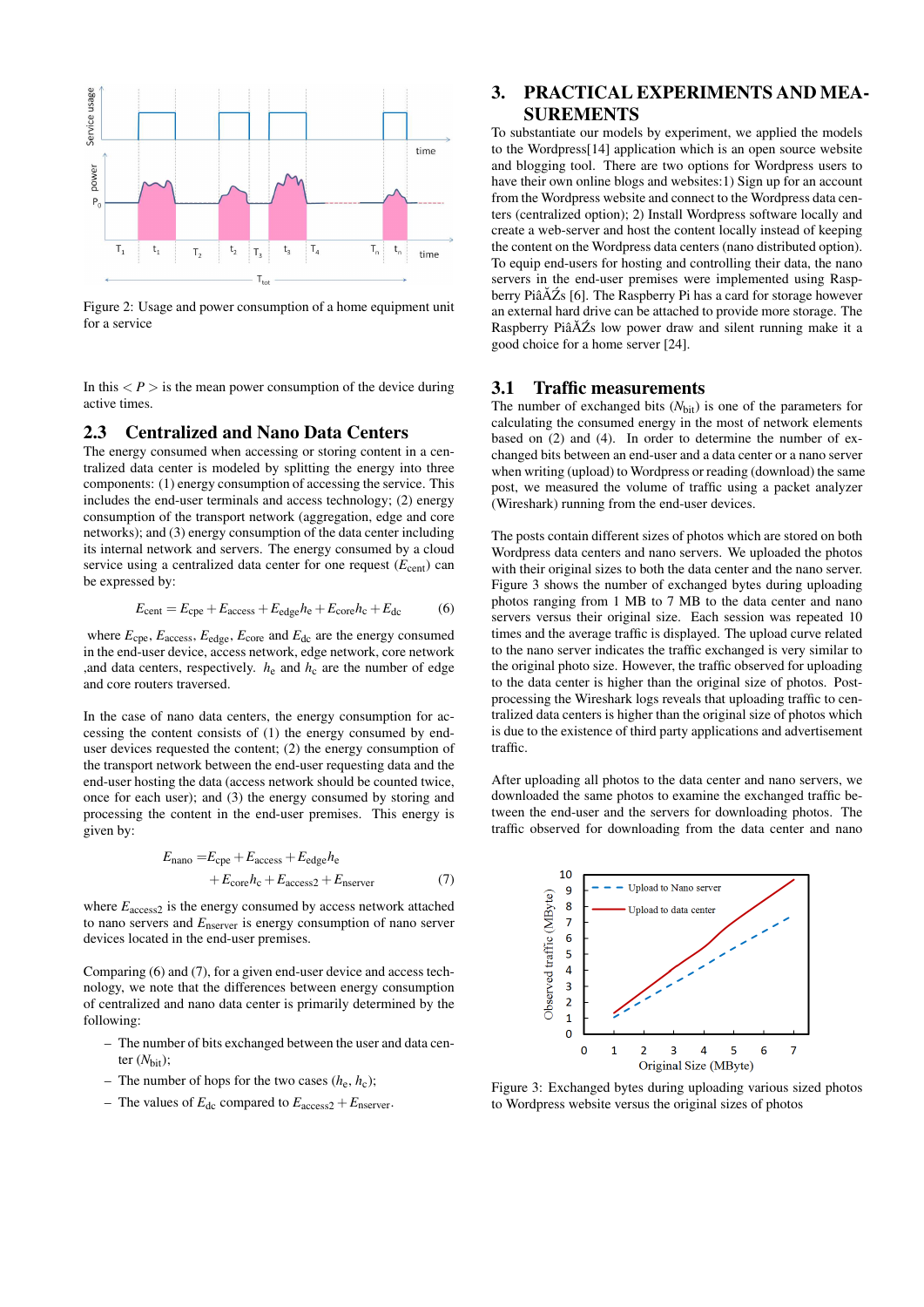Figure 2: Usage and power consumption of a home equipment unit for a service

In this $< P >$ is the mean power consumption of the device during active times.

## 2.3 Centralized and Nano Data Centers

The energy consumed when accessing or storing content in a centralized data center is modeled by splitting the energy into three components: (1) energy consumption of accessing the service. This includes the end-user terminals and access technology; (2) energy consumption of the transport network (aggregation, edge and core networks); and (3) energy consumption of the data center including its internal network and servers. The energy consumed by a cloud service using a centralized data center for one request ($E_{\text{cent}}$) can be expressed by:

$$E_{\text{cent}} = E_{\text{cpe}} + E_{\text{access}} + E_{\text{edge}}h_e + E_{\text{core}}h_c + E_{\text{dc}} \tag{6}$$

where $E_{\text{cpe}}$, $E_{\text{access}}$, $E_{\text{edge}}$, $E_{\text{core}}$ and $E_{\text{dc}}$ are the energy consumed in the end-user device, access network, edge network, core network ,and data centers, respectively. $h_e$ and $h_c$ are the number of edge and core routers traversed.

In the case of nano data centers, the energy consumption for accessing the content consists of (1) the energy consumed by end-user devices requested the content; (2) the energy consumption of the transport network between the end-user requesting data and the end-user hosting the data (access network should be counted twice, once for each user); and (3) the energy consumed by storing and processing the content in the end-user premises. This energy is given by:

$$\begin{aligned} E_{\text{nano}} = & E_{\text{cpe}} + E_{\text{access}} + E_{\text{edge}}h_e \\ & + E_{\text{core}}h_c + E_{\text{access2}} + E_{\text{nserver}} \end{aligned} \tag{7}$$

where $E_{\text{access2}}$ is the energy consumed by access network attached to nano servers and $E_{\text{nserver}}$ is energy consumption of nano server devices located in the end-user premises.

Comparing (6) and (7), for a given end-user device and access technology, we note that the differences between energy consumption of centralized and nano data center is primarily determined by the following:

- The number of bits exchanged between the user and data center ($N_{\text{bit}}$);
- The number of hops for the two cases ($h_e$, $h_c$);
- The values of $E_{\text{dc}}$ compared to $E_{\text{access2}} + E_{\text{nserver}}$.

# 3. PRACTICAL EXPERIMENTS AND MEASUREMENTS

To substantiate our models by experiment, we applied the models to the Wordpress[14] application which is an open source website and blogging tool. There are two options for Wordpress users to have their own online blogs and websites:1) Sign up for an account from the Wordpress website and connect to the Wordpress data centers (centralized option); 2) Install Wordpress software locally and create a web-server and host the content locally instead of keeping the content on the Wordpress data centers (nano distributed option). To equip end-users for hosting and controlling their data, the nano servers in the end-user premises were implemented using Raspberry PiâĂŹs [6]. The Raspberry Pi has a card for storage however an external hard drive can be attached to provide more storage. The Raspberry PiâĂŹs low power draw and silent running make it a good choice for a home server [24].

## 3.1 Traffic measurements

The number of exchanged bits ($N_{\text{bit}}$) is one of the parameters for calculating the consumed energy in the most of network elements based on (2) and (4). In order to determine the number of exchanged bits between an end-user and a data center or a nano server when writing (upload) to Wordpress or reading (download) the same post, we measured the volume of traffic using a packet analyzer (Wireshark) running from the end-user devices.

The posts contain different sizes of photos which are stored on both Wordpress data centers and nano servers. We uploaded the photos with their original sizes to both the data center and the nano server. Figure 3 shows the number of exchanged bytes during uploading photos ranging from 1 MB to 7 MB to the data center and nano servers versus their original size. Each session was repeated 10 times and the average traffic is displayed. The upload curve related to the nano server indicates the traffic exchanged is very similar to the original photo size. However, the traffic observed for uploading to the data center is higher than the original size of photos. Post-processing the Wireshark logs reveals that uploading traffic to centralized data centers is higher than the original size of photos which is due to the existence of third party applications and advertisement traffic.

After uploading all photos to the data center and nano servers, we downloaded the same photos to examine the exchanged traffic between the end-user and the servers for downloading photos. The traffic observed for downloading from the data center and nano

Figure 3: Exchanged bytes during uploading various sized photos to Wordpress website versus the original sizes of photos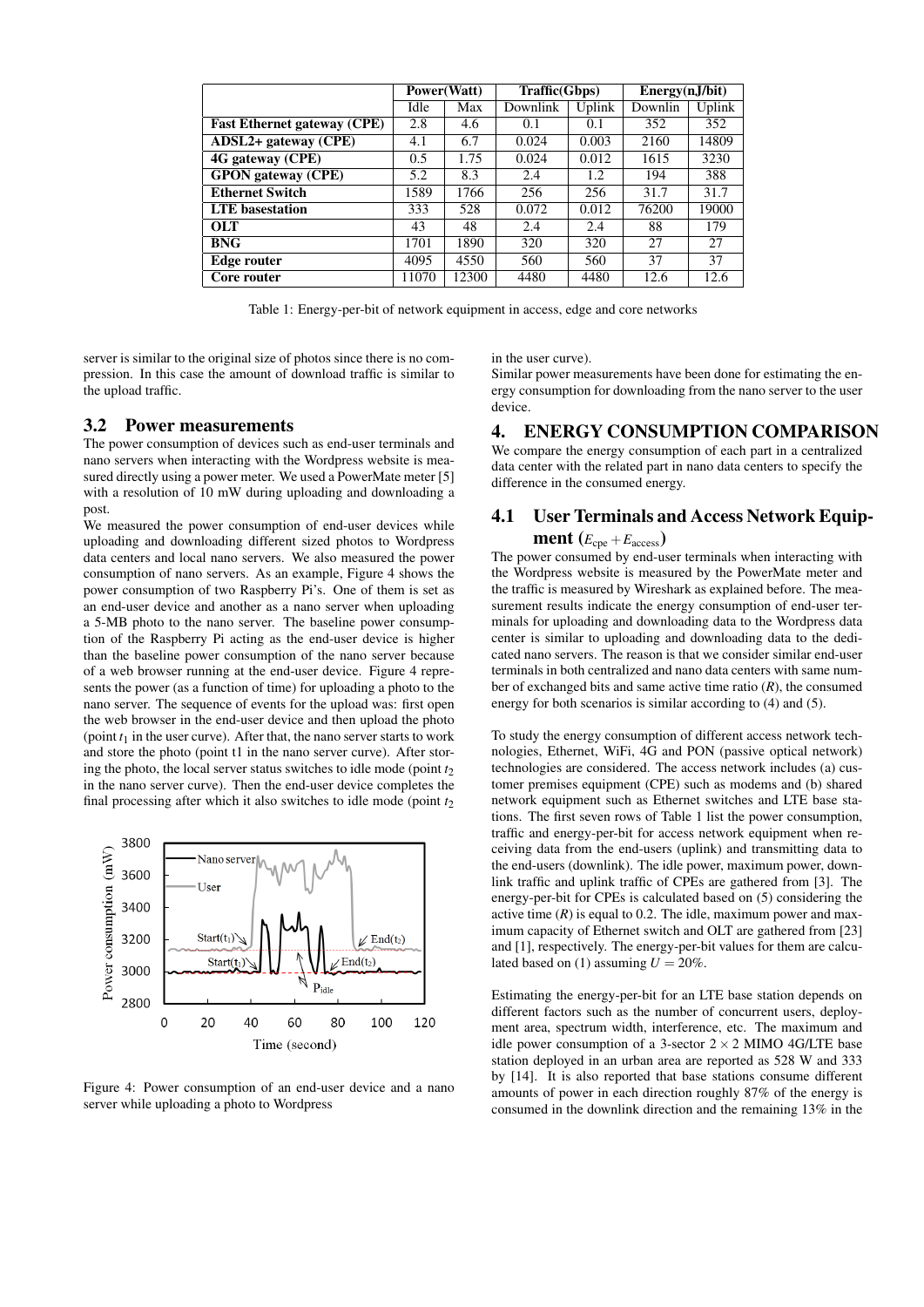|  | Power(Watt) |  | Traffic(Gbps) |  | Energy(nJ/bit) |  |
|---|---|---|---|---|---|---|
|  | Idle | Max | Downlink | Uplink | Downlin | Uplink |
| **Fast Ethernet gateway (CPE)** | 2.8 | 4.6 | 0.1 | 0.1 | 352 | 352 |
| **ADSL2+ gateway (CPE)** | 4.1 | 6.7 | 0.024 | 0.003 | 2160 | 14809 |
| **4G gateway (CPE)** | 0.5 | 1.75 | 0.024 | 0.012 | 1615 | 3230 |
| **GPON gateway (CPE)** | 5.2 | 8.3 | 2.4 | 1.2 | 194 | 388 |
| **Ethernet Switch** | 1589 | 1766 | 256 | 256 | 31.7 | 31.7 |
| **LTE basestation** | 333 | 528 | 0.072 | 0.012 | 76200 | 19000 |
| **OLT** | 43 | 48 | 2.4 | 2.4 | 88 | 179 |
| **BNG** | 1701 | 1890 | 320 | 320 | 27 | 27 |
| **Edge router** | 4095 | 4550 | 560 | 560 | 37 | 37 |
| **Core router** | 11070 | 12300 | 4480 | 4480 | 12.6 | 12.6 |

Table 1: Energy-per-bit of network equipment in access, edge and core networks

server is similar to the original size of photos since there is no compression. In this case the amount of download traffic is similar to the upload traffic.

### 3.2 Power measurements

The power consumption of devices such as end-user terminals and nano servers when interacting with the Wordpress website is measured directly using a power meter. We used a PowerMate meter [5] with a resolution of 10 mW during uploading and downloading a post.

We measured the power consumption of end-user devices while uploading and downloading different sized photos to Wordpress data centers and local nano servers. We also measured the power consumption of nano servers. As an example, Figure 4 shows the power consumption of two Raspberry Pi's. One of them is set as an end-user device and another as a nano server when uploading a 5-MB photo to the nano server. The baseline power consumption of the Raspberry Pi acting as the end-user device is higher than the baseline power consumption of the nano server because of a web browser running at the end-user device. Figure 4 represents the power (as a function of time) for uploading a photo to the nano server. The sequence of events for the upload was: first open the web browser in the end-user device and then upload the photo (point $t_1$ in the user curve). After that, the nano server starts to work and store the photo (point t1 in the nano server curve). After storing the photo, the local server status switches to idle mode (point $t_2$ in the nano server curve). Then the end-user device completes the final processing after which it also switches to idle mode (point $t_2$ in the user curve).

Figure 4: Power consumption of an end-user device and a nano server while uploading a photo to Wordpress

Similar power measurements have been done for estimating the energy consumption for downloading from the nano server to the user device.

## 4. ENERGY CONSUMPTION COMPARISON

We compare the energy consumption of each part in a centralized data center with the related part in nano data centers to specify the difference in the consumed energy.

### 4.1 User Terminals and Access Network Equipment ($E_{\text{cpe}} + E_{\text{access}}$)

The power consumed by end-user terminals when interacting with the Wordpress website is measured by the PowerMate meter and the traffic is measured by Wireshark as explained before. The measurement results indicate the energy consumption of end-user terminals for uploading and downloading data to the Wordpress data center is similar to uploading and downloading data to the dedicated nano servers. The reason is that we consider similar end-user terminals in both centralized and nano data centers with same number of exchanged bits and same active time ratio ($R$), the consumed energy for both scenarios is similar according to (4) and (5).

To study the energy consumption of different access network technologies, Ethernet, WiFi, 4G and PON (passive optical network) technologies are considered. The access network includes (a) customer premises equipment (CPE) such as modems and (b) shared network equipment such as Ethernet switches and LTE base stations. The first seven rows of Table 1 list the power consumption, traffic and energy-per-bit for access network equipment when receiving data from the end-users (uplink) and transmitting data to the end-users (downlink). The idle power, maximum power, downlink traffic and uplink traffic of CPEs are gathered from [3]. The energy-per-bit for CPEs is calculated based on (5) considering the active time ($R$) is equal to 0.2. The idle, maximum power and maximum capacity of Ethernet switch and OLT are gathered from [23] and [1], respectively. The energy-per-bit values for them are calculated based on (1) assuming $U = 20\%$.

Estimating the energy-per-bit for an LTE base station depends on different factors such as the number of concurrent users, deployment area, spectrum width, interference, etc. The maximum and idle power consumption of a 3-sector $2 \times 2$ MIMO 4G/LTE base station deployed in an urban area are reported as 528 W and 333 by [14]. It is also reported that base stations consume different amounts of power in each direction roughly 87% of the energy is consumed in the downlink direction and the remaining 13% in the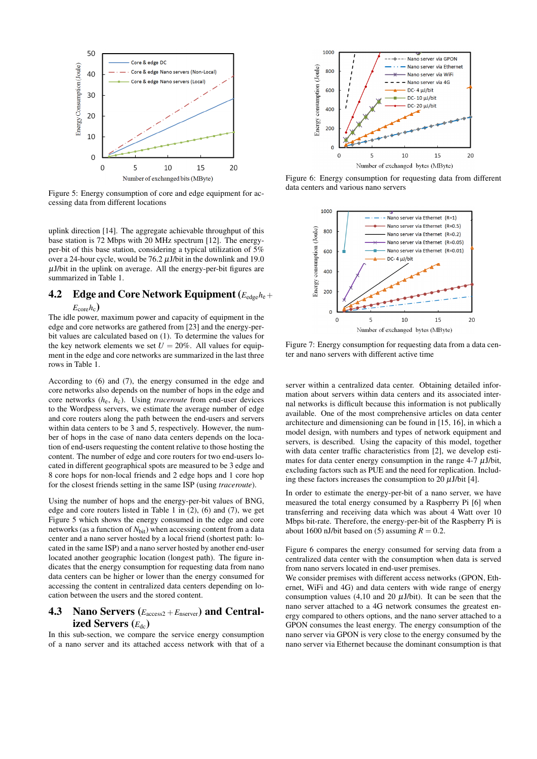Figure 5: Energy consumption of core and edge equipment for accessing data from different locations

uplink direction [14]. The aggregate achievable throughput of this base station is 72 Mbps with 20 MHz spectrum [12]. The energy-per-bit of this base station, considering a typical utilization of 5% over a 24-hour cycle, would be 76.2 $\mu$J/bit in the downlink and 19.0 $\mu$J/bit in the uplink on average. All the energy-per-bit figures are summarized in Table 1.

## 4.2 Edge and Core Network Equipment ($E_{\text{edge}}h_{\text{e}} + E_{\text{core}}h_{\text{c}}$)

The idle power, maximum power and capacity of equipment in the edge and core networks are gathered from [23] and the energy-per-bit values are calculated based on (1). To determine the values for the key network elements we set $U = 20\%$. All values for equipment in the edge and core networks are summarized in the last three rows in Table 1.

According to (6) and (7), the energy consumed in the edge and core networks also depends on the number of hops in the edge and core networks ($h_{\text{e}}$, $h_{\text{c}}$). Using *traceroute* from end-user devices to the Wordpess servers, we estimate the average number of edge and core routers along the path between the end-users and servers within data centers to be 3 and 5, respectively. However, the number of hops in the case of nano data centers depends on the location of end-users requesting the content relative to those hosting the content. The number of edge and core routers for two end-users located in different geographical spots are measured to be 3 edge and 8 core hops for non-local friends and 2 edge hops and 1 core hop for the closest friends setting in the same ISP (using *traceroute*).

Using the number of hops and the energy-per-bit values of BNG, edge and core routers listed in Table 1 in (2), (6) and (7), we get Figure 5 which shows the energy consumed in the edge and core networks (as a function of $N_{\text{bit}}$) when accessing content from a data center and a nano server hosted by a local friend (shortest path: located in the same ISP) and a nano server hosted by another end-user located another geographic location (longest path). The figure indicates that the energy consumption for requesting data from nano data centers can be higher or lower than the energy consumed for accessing the content in centralized data centers depending on location between the users and the stored content.

## 4.3 Nano Servers ($E_{\text{access2}} + E_{\text{nserver}}$) and Centralized Servers ($E_{\text{dc}}$)

In this sub-section, we compare the service energy consumption of a nano server and its attached access network with that of a server within a centralized data center. Obtaining detailed information about servers within data centers and its associated internal networks is difficult because this information is not publically available. One of the most comprehensive articles on data center architecture and dimensioning can be found in [15, 16], in which a model design, with numbers and types of network equipment and servers, is described. Using the capacity of this model, together with data center traffic characteristics from [2], we develop estimates for data center energy consumption in the range 4-7 $\mu$J/bit, excluding factors such as PUE and the need for replication. Including these factors increases the consumption to 20 $\mu$J/bit [4].

Figure 6: Energy consumption for requesting data from different data centers and various nano servers

Figure 7: Energy consumption for requesting data from a data center and nano servers with different active time

In order to estimate the energy-per-bit of a nano server, we have measured the total energy consumed by a Raspberry Pi [6] when transferring and receiving data which was about 4 Watt over 10 Mbps bit-rate. Therefore, the energy-per-bit of the Raspberry Pi is about 1600 nJ/bit based on (5) assuming $R = 0.2$.

Figure 6 compares the energy consumed for serving data from a centralized data center with the consumption when data is served from nano servers located in end-user premises.
We consider premises with different access networks (GPON, Ethernet, WiFi and 4G) and data centers with wide range of energy consumption values (4,10 and 20 $\mu$J/bit). It can be seen that the nano server attached to a 4G network consumes the greatest energy compared to others options, and the nano server attached to a GPON consumes the least energy. The energy consumption of the nano server via GPON is very close to the energy consumed by the nano server via Ethernet because the dominant consumption is that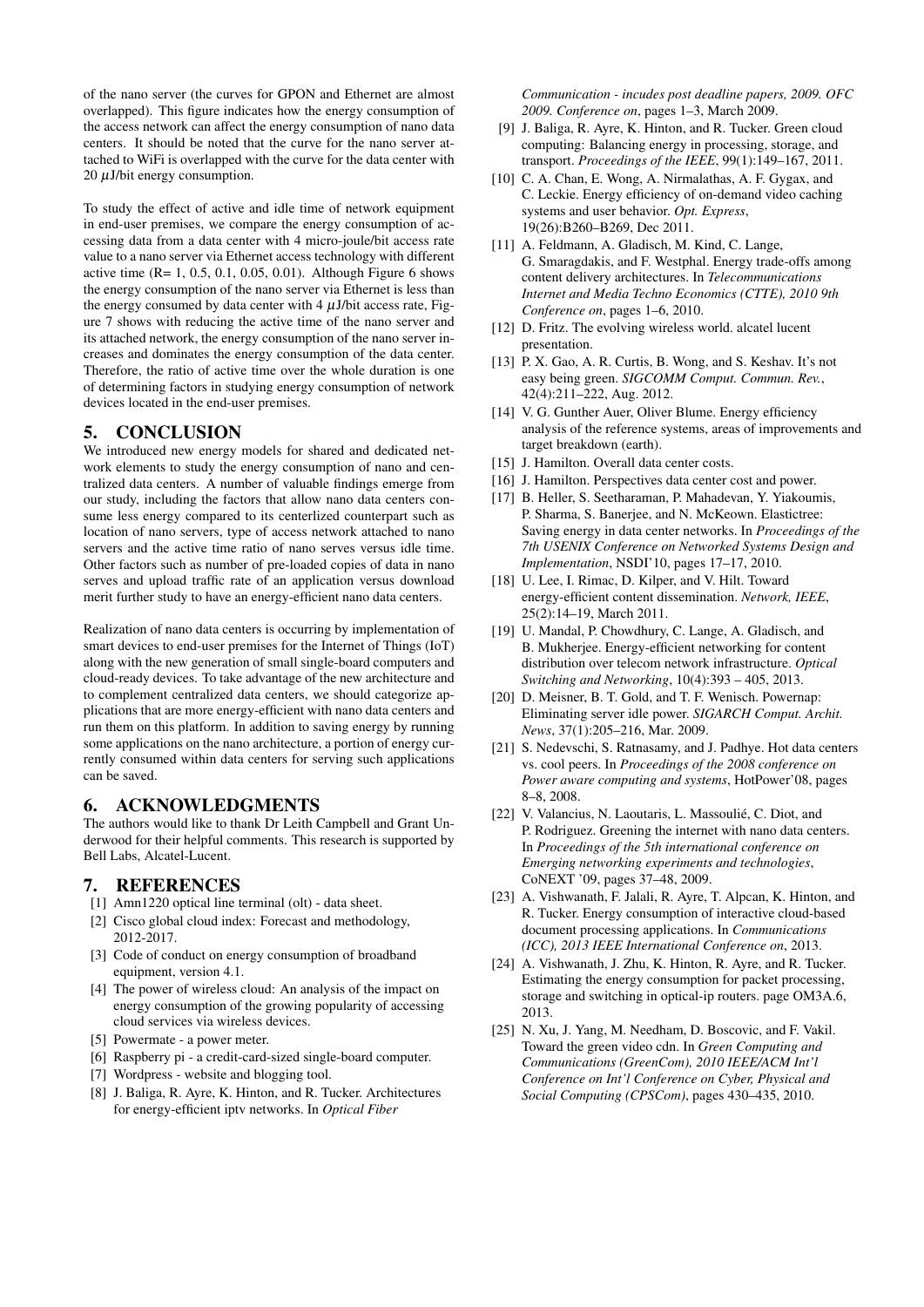of the nano server (the curves for GPON and Ethernet are almost overlapped). This figure indicates how the energy consumption of the access network can affect the energy consumption of nano data centers. It should be noted that the curve for the nano server attached to WiFi is overlapped with the curve for the data center with 20 $\mu$J/bit energy consumption.

To study the effect of active and idle time of network equipment in end-user premises, we compare the energy consumption of accessing data from a data center with 4 micro-joule/bit access rate value to a nano server via Ethernet access technology with different active time (R= 1, 0.5, 0.1, 0.05, 0.01). Although Figure 6 shows the energy consumption of the nano server via Ethernet is less than the energy consumed by data center with 4 $\mu$J/bit access rate, Figure 7 shows with reducing the active time of the nano server and its attached network, the energy consumption of the nano server increases and dominates the energy consumption of the data center. Therefore, the ratio of active time over the whole duration is one of determining factors in studying energy consumption of network devices located in the end-user premises.

## 5. CONCLUSION

We introduced new energy models for shared and dedicated network elements to study the energy consumption of nano and centralized data centers. A number of valuable findings emerge from our study, including the factors that allow nano data centers consume less energy compared to its centerlized counterpart such as location of nano servers, type of access network attached to nano servers and the active time ratio of nano serves versus idle time. Other factors such as number of pre-loaded copies of data in nano serves and upload traffic rate of an application versus download merit further study to have an energy-efficient nano data centers.

Realization of nano data centers is occurring by implementation of smart devices to end-user premises for the Internet of Things (IoT) along with the new generation of small single-board computers and cloud-ready devices. To take advantage of the new architecture and to complement centralized data centers, we should categorize applications that are more energy-efficient with nano data centers and run them on this platform. In addition to saving energy by running some applications on the nano architecture, a portion of energy currently consumed within data centers for serving such applications can be saved.

## 6. ACKNOWLEDGMENTS

The authors would like to thank Dr Leith Campbell and Grant Underwood for their helpful comments. This research is supported by Bell Labs, Alcatel-Lucent.

## 7. REFERENCES

[1] Amn1220 optical line terminal (olt) - data sheet.

[2] Cisco global cloud index: Forecast and methodology, 2012-2017.

[3] Code of conduct on energy consumption of broadband equipment, version 4.1.

[4] The power of wireless cloud: An analysis of the impact on energy consumption of the growing popularity of accessing cloud services via wireless devices.

[5] Powermate - a power meter.

[6] Raspberry pi - a credit-card-sized single-board computer.

[7] Wordpress - website and blogging tool.

[8] J. Baliga, R. Ayre, K. Hinton, and R. Tucker. Architectures for energy-efficient iptv networks. In *Optical Fiber Communication - incudes post deadline papers, 2009. OFC 2009. Conference on*, pages 1–3, March 2009.

[9] J. Baliga, R. Ayre, K. Hinton, and R. Tucker. Green cloud computing: Balancing energy in processing, storage, and transport. *Proceedings of the IEEE*, 99(1):149–167, 2011.

[10] C. A. Chan, E. Wong, A. Nirmalathas, A. F. Gygax, and C. Leckie. Energy efficiency of on-demand video caching systems and user behavior. *Opt. Express*, 19(26):B260–B269, Dec 2011.

[11] A. Feldmann, A. Gladisch, M. Kind, C. Lange, G. Smaragdakis, and F. Westphal. Energy trade-offs among content delivery architectures. In *Telecommunications Internet and Media Techno Economics (CTTE), 2010 9th Conference on*, pages 1–6, 2010.

[12] D. Fritz. The evolving wireless world. alcatel lucent presentation.

[13] P. X. Gao, A. R. Curtis, B. Wong, and S. Keshav. It's not easy being green. *SIGCOMM Comput. Commun. Rev.*, 42(4):211–222, Aug. 2012.

[14] V. G. Gunther Auer, Oliver Blume. Energy efficiency analysis of the reference systems, areas of improvements and target breakdown (earth).

[15] J. Hamilton. Overall data center costs.

[16] J. Hamilton. Perspectives data center cost and power.

[17] B. Heller, S. Seetharaman, P. Mahadevan, Y. Yiakoumis, P. Sharma, S. Banerjee, and N. McKeown. Elastictree: Saving energy in data center networks. In *Proceedings of the 7th USENIX Conference on Networked Systems Design and Implementation*, NSDI'10, pages 17–17, 2010.

[18] U. Lee, I. Rimac, D. Kilper, and V. Hilt. Toward energy-efficient content dissemination. *Network, IEEE*, 25(2):14–19, March 2011.

[19] U. Mandal, P. Chowdhury, C. Lange, A. Gladisch, and B. Mukherjee. Energy-efficient networking for content distribution over telecom network infrastructure. *Optical Switching and Networking*, 10(4):393 – 405, 2013.

[20] D. Meisner, B. T. Gold, and T. F. Wenisch. Powernap: Eliminating server idle power. *SIGARCH Comput. Archit. News*, 37(1):205–216, Mar. 2009.

[21] S. Nedevschi, S. Ratnasamy, and J. Padhye. Hot data centers vs. cool peers. In *Proceedings of the 2008 conference on Power aware computing and systems*, HotPower'08, pages 8–8, 2008.

[22] V. Valancius, N. Laoutaris, L. Massoulié, C. Diot, and P. Rodriguez. Greening the internet with nano data centers. In *Proceedings of the 5th international conference on Emerging networking experiments and technologies*, CoNEXT '09, pages 37–48, 2009.

[23] A. Vishwanath, F. Jalali, R. Ayre, T. Alpcan, K. Hinton, and R. Tucker. Energy consumption of interactive cloud-based document processing applications. In *Communications (ICC), 2013 IEEE International Conference on*, 2013.

[24] A. Vishwanath, J. Zhu, K. Hinton, R. Ayre, and R. Tucker. Estimating the energy consumption for packet processing, storage and switching in optical-ip routers. page OM3A.6, 2013.

[25] N. Xu, J. Yang, M. Needham, D. Boscovic, and F. Vakil. Toward the green video cdn. In *Green Computing and Communications (GreenCom), 2010 IEEE/ACM Int'l Conference on Int'l Conference on Cyber, Physical and Social Computing (CPSCom)*, pages 430–435, 2010.